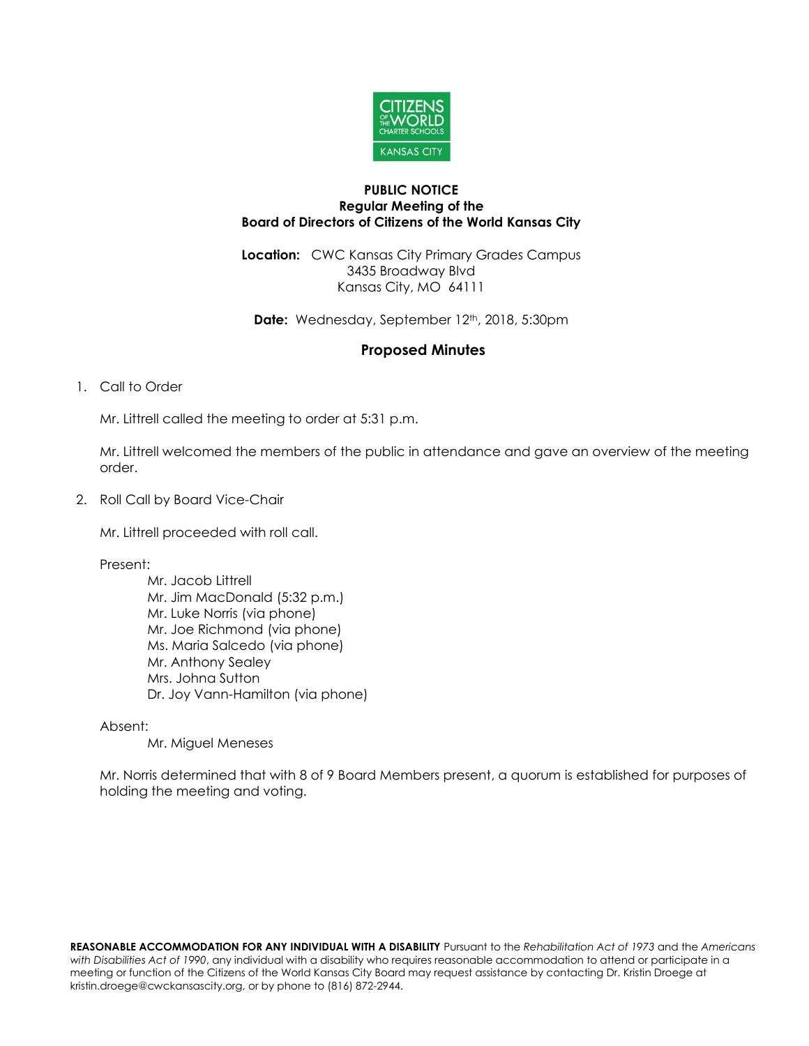**PUBLIC NOTICE**
**Regular Meeting of the**
**Board of Directors of Citizens of the World Kansas City**

**Location:** CWC Kansas City Primary Grades Campus
3435 Broadway Blvd
Kansas City, MO 64111

**Date:** Wednesday, September 12th, 2018, 5:30pm

## Proposed Minutes

1. Call to Order

   Mr. Littrell called the meeting to order at 5:31 p.m.

   Mr. Littrell welcomed the members of the public in attendance and gave an overview of the meeting order.

2. Roll Call by Board Vice-Chair

   Mr. Littrell proceeded with roll call.

   Present:

   - Mr. Jacob Littrell
   - Mr. Jim MacDonald (5:32 p.m.)
   - Mr. Luke Norris (via phone)
   - Mr. Joe Richmond (via phone)
   - Ms. Maria Salcedo (via phone)
   - Mr. Anthony Sealey
   - Mrs. Johna Sutton
   - Dr. Joy Vann-Hamilton (via phone)

   Absent:

   - Mr. Miguel Meneses

   Mr. Norris determined that with 8 of 9 Board Members present, a quorum is established for purposes of holding the meeting and voting.

**REASONABLE ACCOMMODATION FOR ANY INDIVIDUAL WITH A DISABILITY** Pursuant to the *Rehabilitation Act of 1973* and the *Americans with Disabilities Act of 1990*, any individual with a disability who requires reasonable accommodation to attend or participate in a meeting or function of the Citizens of the World Kansas City Board may request assistance by contacting Dr. Kristin Droege at kristin.droege@cwckansascity.org, or by phone to (816) 872-2944.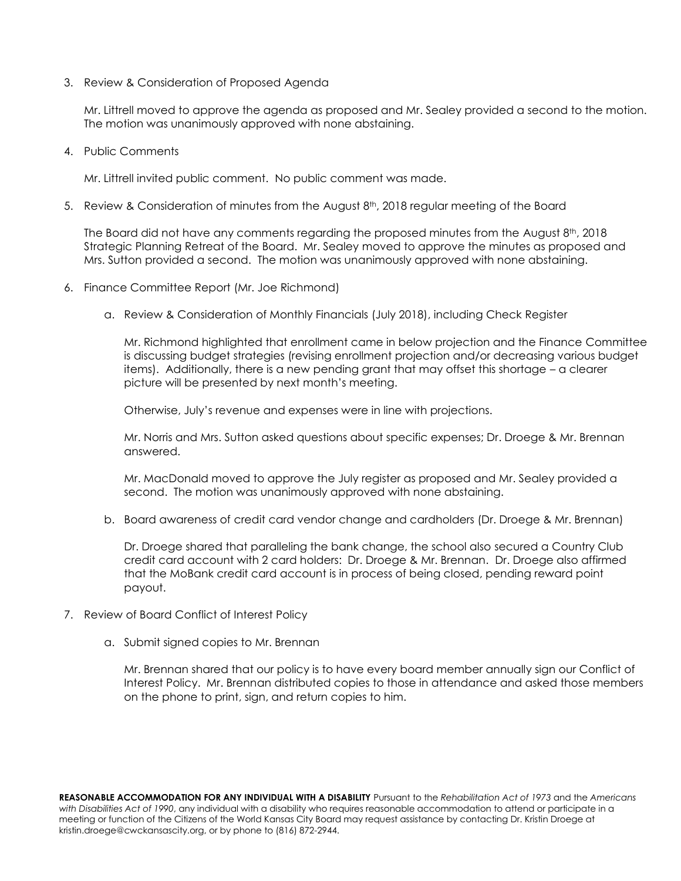3. Review & Consideration of Proposed Agenda

   Mr. Littrell moved to approve the agenda as proposed and Mr. Sealey provided a second to the motion. The motion was unanimously approved with none abstaining.

4. Public Comments

   Mr. Littrell invited public comment. No public comment was made.

5. Review & Consideration of minutes from the August 8th, 2018 regular meeting of the Board

   The Board did not have any comments regarding the proposed minutes from the August 8th, 2018 Strategic Planning Retreat of the Board. Mr. Sealey moved to approve the minutes as proposed and Mrs. Sutton provided a second. The motion was unanimously approved with none abstaining.

6. Finance Committee Report (Mr. Joe Richmond)

   a. Review & Consideration of Monthly Financials (July 2018), including Check Register

      Mr. Richmond highlighted that enrollment came in below projection and the Finance Committee is discussing budget strategies (revising enrollment projection and/or decreasing various budget items). Additionally, there is a new pending grant that may offset this shortage – a clearer picture will be presented by next month's meeting.

      Otherwise, July's revenue and expenses were in line with projections.

      Mr. Norris and Mrs. Sutton asked questions about specific expenses; Dr. Droege & Mr. Brennan answered.

      Mr. MacDonald moved to approve the July register as proposed and Mr. Sealey provided a second. The motion was unanimously approved with none abstaining.

   b. Board awareness of credit card vendor change and cardholders (Dr. Droege & Mr. Brennan)

      Dr. Droege shared that paralleling the bank change, the school also secured a Country Club credit card account with 2 card holders: Dr. Droege & Mr. Brennan. Dr. Droege also affirmed that the MoBank credit card account is in process of being closed, pending reward point payout.

7. Review of Board Conflict of Interest Policy

   a. Submit signed copies to Mr. Brennan

      Mr. Brennan shared that our policy is to have every board member annually sign our Conflict of Interest Policy. Mr. Brennan distributed copies to those in attendance and asked those members on the phone to print, sign, and return copies to him.

**REASONABLE ACCOMMODATION FOR ANY INDIVIDUAL WITH A DISABILITY** Pursuant to the *Rehabilitation Act of 1973* and the *Americans with Disabilities Act of 1990*, any individual with a disability who requires reasonable accommodation to attend or participate in a meeting or function of the Citizens of the World Kansas City Board may request assistance by contacting Dr. Kristin Droege at kristin.droege@cwckansascity.org, or by phone to (816) 872-2944.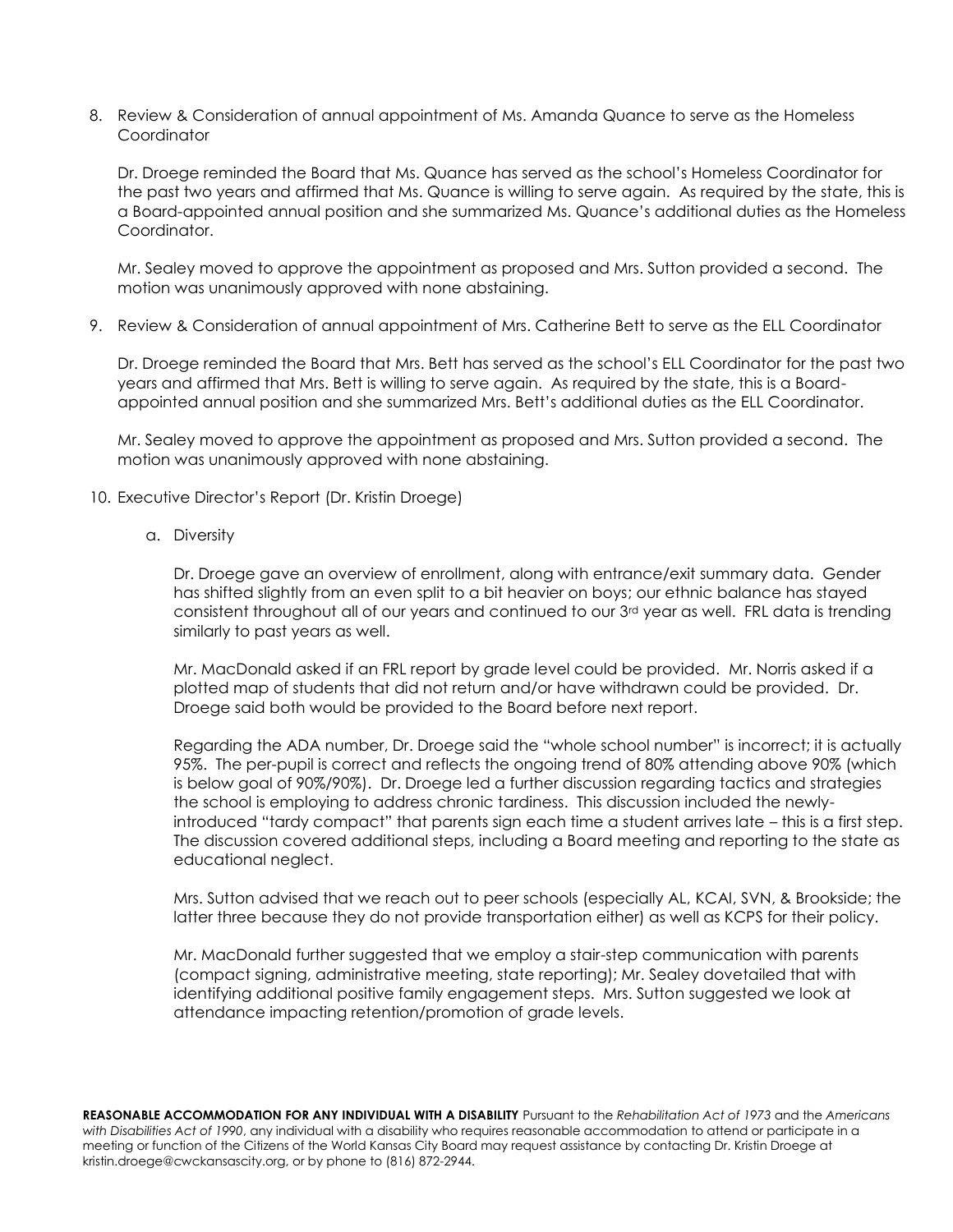8. Review & Consideration of annual appointment of Ms. Amanda Quance to serve as the Homeless Coordinator

   Dr. Droege reminded the Board that Ms. Quance has served as the school's Homeless Coordinator for the past two years and affirmed that Ms. Quance is willing to serve again. As required by the state, this is a Board-appointed annual position and she summarized Ms. Quance's additional duties as the Homeless Coordinator.

   Mr. Sealey moved to approve the appointment as proposed and Mrs. Sutton provided a second. The motion was unanimously approved with none abstaining.

9. Review & Consideration of annual appointment of Mrs. Catherine Bett to serve as the ELL Coordinator

   Dr. Droege reminded the Board that Mrs. Bett has served as the school's ELL Coordinator for the past two years and affirmed that Mrs. Bett is willing to serve again. As required by the state, this is a Board-appointed annual position and she summarized Mrs. Bett's additional duties as the ELL Coordinator.

   Mr. Sealey moved to approve the appointment as proposed and Mrs. Sutton provided a second. The motion was unanimously approved with none abstaining.

10. Executive Director's Report (Dr. Kristin Droege)

    a. Diversity

       Dr. Droege gave an overview of enrollment, along with entrance/exit summary data. Gender has shifted slightly from an even split to a bit heavier on boys; our ethnic balance has stayed consistent throughout all of our years and continued to our 3rd year as well. FRL data is trending similarly to past years as well.

       Mr. MacDonald asked if an FRL report by grade level could be provided. Mr. Norris asked if a plotted map of students that did not return and/or have withdrawn could be provided. Dr. Droege said both would be provided to the Board before next report.

       Regarding the ADA number, Dr. Droege said the "whole school number" is incorrect; it is actually 95%. The per-pupil is correct and reflects the ongoing trend of 80% attending above 90% (which is below goal of 90%/90%). Dr. Droege led a further discussion regarding tactics and strategies the school is employing to address chronic tardiness. This discussion included the newly-introduced "tardy compact" that parents sign each time a student arrives late – this is a first step. The discussion covered additional steps, including a Board meeting and reporting to the state as educational neglect.

       Mrs. Sutton advised that we reach out to peer schools (especially AL, KCAI, SVN, & Brookside; the latter three because they do not provide transportation either) as well as KCPS for their policy.

       Mr. MacDonald further suggested that we employ a stair-step communication with parents (compact signing, administrative meeting, state reporting); Mr. Sealey dovetailed that with identifying additional positive family engagement steps. Mrs. Sutton suggested we look at attendance impacting retention/promotion of grade levels.

**REASONABLE ACCOMMODATION FOR ANY INDIVIDUAL WITH A DISABILITY** Pursuant to the *Rehabilitation Act of 1973* and the *Americans with Disabilities Act of 1990*, any individual with a disability who requires reasonable accommodation to attend or participate in a meeting or function of the Citizens of the World Kansas City Board may request assistance by contacting Dr. Kristin Droege at kristin.droege@cwckansascity.org, or by phone to (816) 872-2944.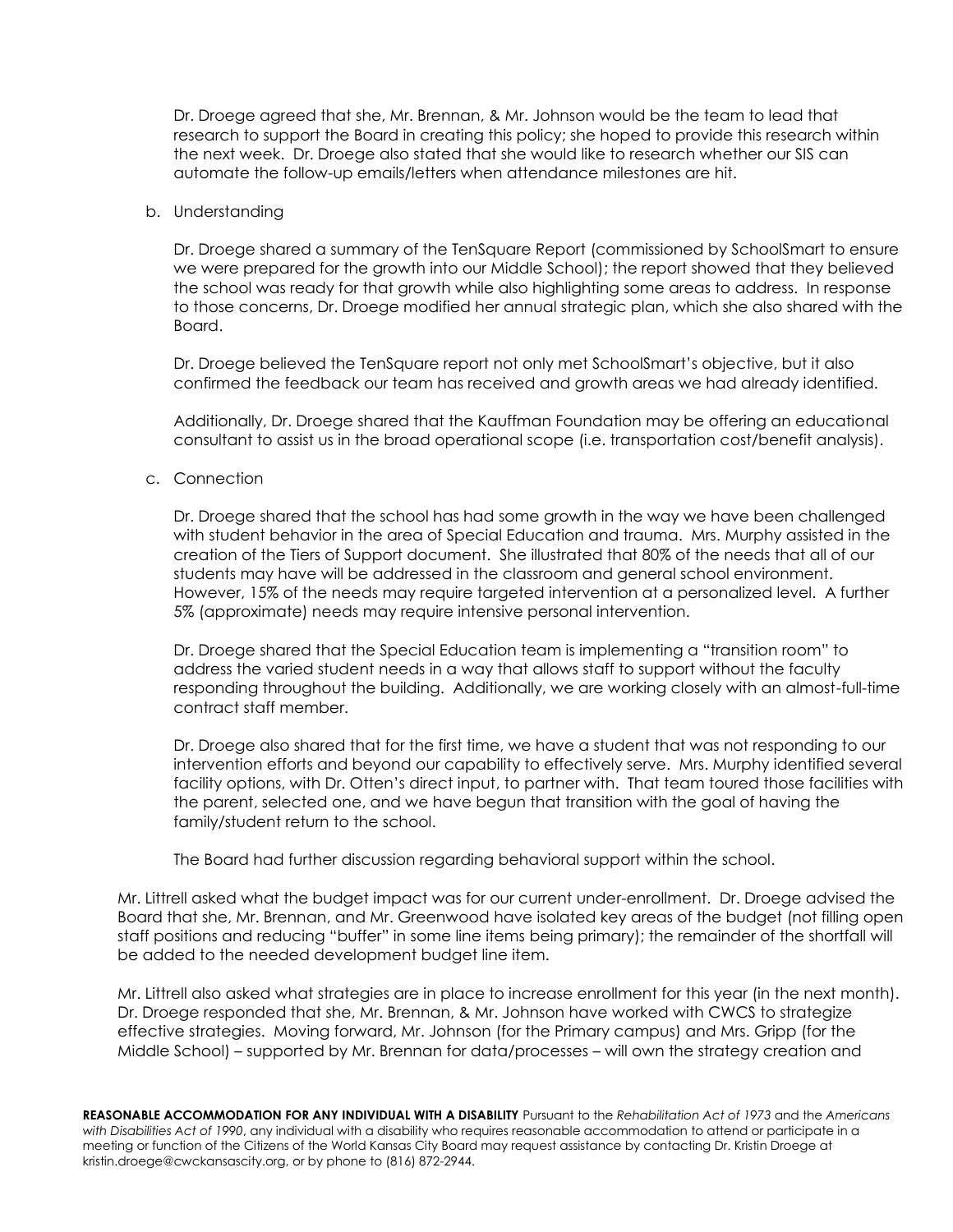Dr. Droege agreed that she, Mr. Brennan, & Mr. Johnson would be the team to lead that research to support the Board in creating this policy; she hoped to provide this research within the next week. Dr. Droege also stated that she would like to research whether our SIS can automate the follow-up emails/letters when attendance milestones are hit.

b. Understanding

Dr. Droege shared a summary of the TenSquare Report (commissioned by SchoolSmart to ensure we were prepared for the growth into our Middle School); the report showed that they believed the school was ready for that growth while also highlighting some areas to address. In response to those concerns, Dr. Droege modified her annual strategic plan, which she also shared with the Board.

Dr. Droege believed the TenSquare report not only met SchoolSmart's objective, but it also confirmed the feedback our team has received and growth areas we had already identified.

Additionally, Dr. Droege shared that the Kauffman Foundation may be offering an educational consultant to assist us in the broad operational scope (i.e. transportation cost/benefit analysis).

c. Connection

Dr. Droege shared that the school has had some growth in the way we have been challenged with student behavior in the area of Special Education and trauma. Mrs. Murphy assisted in the creation of the Tiers of Support document. She illustrated that 80% of the needs that all of our students may have will be addressed in the classroom and general school environment. However, 15% of the needs may require targeted intervention at a personalized level. A further 5% (approximate) needs may require intensive personal intervention.

Dr. Droege shared that the Special Education team is implementing a "transition room" to address the varied student needs in a way that allows staff to support without the faculty responding throughout the building. Additionally, we are working closely with an almost-full-time contract staff member.

Dr. Droege also shared that for the first time, we have a student that was not responding to our intervention efforts and beyond our capability to effectively serve. Mrs. Murphy identified several facility options, with Dr. Otten's direct input, to partner with. That team toured those facilities with the parent, selected one, and we have begun that transition with the goal of having the family/student return to the school.

The Board had further discussion regarding behavioral support within the school.

Mr. Littrell asked what the budget impact was for our current under-enrollment. Dr. Droege advised the Board that she, Mr. Brennan, and Mr. Greenwood have isolated key areas of the budget (not filling open staff positions and reducing "buffer" in some line items being primary); the remainder of the shortfall will be added to the needed development budget line item.

Mr. Littrell also asked what strategies are in place to increase enrollment for this year (in the next month). Dr. Droege responded that she, Mr. Brennan, & Mr. Johnson have worked with CWCS to strategize effective strategies. Moving forward, Mr. Johnson (for the Primary campus) and Mrs. Gripp (for the Middle School) – supported by Mr. Brennan for data/processes – will own the strategy creation and

**REASONABLE ACCOMMODATION FOR ANY INDIVIDUAL WITH A DISABILITY** Pursuant to the *Rehabilitation Act of 1973* and the *Americans with Disabilities Act of 1990*, any individual with a disability who requires reasonable accommodation to attend or participate in a meeting or function of the Citizens of the World Kansas City Board may request assistance by contacting Dr. Kristin Droege at kristin.droege@cwckansascity.org, or by phone to (816) 872-2944.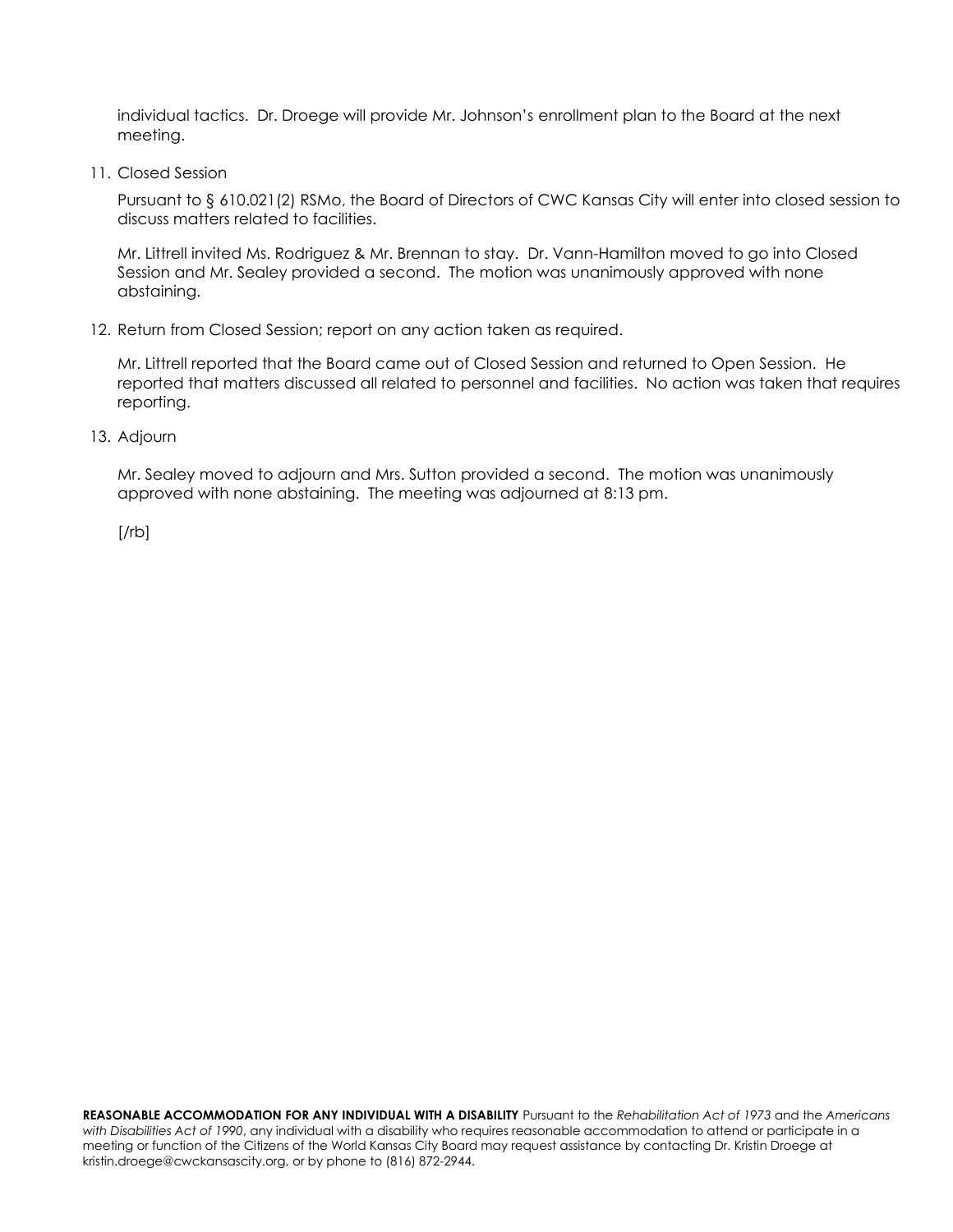individual tactics. Dr. Droege will provide Mr. Johnson's enrollment plan to the Board at the next meeting.

11. Closed Session

    Pursuant to § 610.021(2) RSMo, the Board of Directors of CWC Kansas City will enter into closed session to discuss matters related to facilities.

    Mr. Littrell invited Ms. Rodriguez & Mr. Brennan to stay. Dr. Vann-Hamilton moved to go into Closed Session and Mr. Sealey provided a second. The motion was unanimously approved with none abstaining.

12. Return from Closed Session; report on any action taken as required.

    Mr. Littrell reported that the Board came out of Closed Session and returned to Open Session. He reported that matters discussed all related to personnel and facilities. No action was taken that requires reporting.

13. Adjourn

    Mr. Sealey moved to adjourn and Mrs. Sutton provided a second. The motion was unanimously approved with none abstaining. The meeting was adjourned at 8:13 pm.

    [/rb]

**REASONABLE ACCOMMODATION FOR ANY INDIVIDUAL WITH A DISABILITY** Pursuant to the *Rehabilitation Act of 1973* and the *Americans with Disabilities Act of 1990*, any individual with a disability who requires reasonable accommodation to attend or participate in a meeting or function of the Citizens of the World Kansas City Board may request assistance by contacting Dr. Kristin Droege at kristin.droege@cwckansascity.org, or by phone to (816) 872-2944.